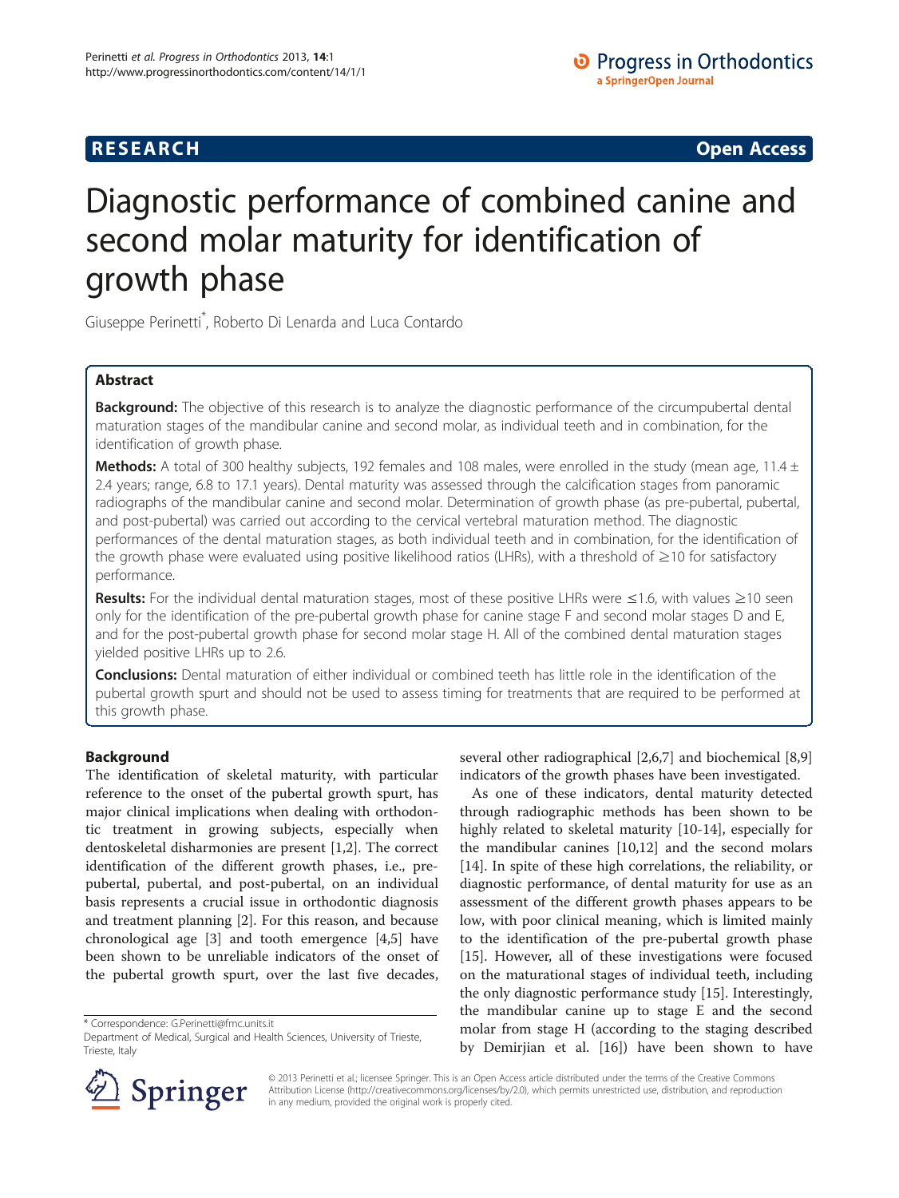**RESEARCH** **Open Access**

# Diagnostic performance of combined canine and second molar maturity for identification of growth phase

Giuseppe Perinetti*, Roberto Di Lenarda and Luca Contardo

## Abstract

**Background:** The objective of this research is to analyze the diagnostic performance of the circumpubertal dental maturation stages of the mandibular canine and second molar, as individual teeth and in combination, for the identification of growth phase.

**Methods:** A total of 300 healthy subjects, 192 females and 108 males, were enrolled in the study (mean age, 11.4 ± 2.4 years; range, 6.8 to 17.1 years). Dental maturity was assessed through the calcification stages from panoramic radiographs of the mandibular canine and second molar. Determination of growth phase (as pre-pubertal, pubertal, and post-pubertal) was carried out according to the cervical vertebral maturation method. The diagnostic performances of the dental maturation stages, as both individual teeth and in combination, for the identification of the growth phase were evaluated using positive likelihood ratios (LHRs), with a threshold of ≥10 for satisfactory performance.

**Results:** For the individual dental maturation stages, most of these positive LHRs were ≤1.6, with values ≥10 seen only for the identification of the pre-pubertal growth phase for canine stage F and second molar stages D and E, and for the post-pubertal growth phase for second molar stage H. All of the combined dental maturation stages yielded positive LHRs up to 2.6.

**Conclusions:** Dental maturation of either individual or combined teeth has little role in the identification of the pubertal growth spurt and should not be used to assess timing for treatments that are required to be performed at this growth phase.

## Background

The identification of skeletal maturity, with particular reference to the onset of the pubertal growth spurt, has major clinical implications when dealing with orthodontic treatment in growing subjects, especially when dentoskeletal disharmonies are present [1,2]. The correct identification of the different growth phases, i.e., pre-pubertal, pubertal, and post-pubertal, on an individual basis represents a crucial issue in orthodontic diagnosis and treatment planning [2]. For this reason, and because chronological age [3] and tooth emergence [4,5] have been shown to be unreliable indicators of the onset of the pubertal growth spurt, over the last five decades, several other radiographical [2,6,7] and biochemical [8,9] indicators of the growth phases have been investigated.

As one of these indicators, dental maturity detected through radiographic methods has been shown to be highly related to skeletal maturity [10-14], especially for the mandibular canines [10,12] and the second molars [14]. In spite of these high correlations, the reliability, or diagnostic performance, of dental maturity for use as an assessment of the different growth phases appears to be low, with poor clinical meaning, which is limited mainly to the identification of the pre-pubertal growth phase [15]. However, all of these investigations were focused on the maturational stages of individual teeth, including the only diagnostic performance study [15]. Interestingly, the mandibular canine up to stage E and the second molar from stage H (according to the staging described by Demirjian et al. [16]) have been shown to have

---

* Correspondence: G.Perinetti@fmc.units.it
Department of Medical, Surgical and Health Sciences, University of Trieste, Trieste, Italy

© 2013 Perinetti et al.; licensee Springer. This is an Open Access article distributed under the terms of the Creative Commons Attribution License (http://creativecommons.org/licenses/by/2.0), which permits unrestricted use, distribution, and reproduction in any medium, provided the original work is properly cited.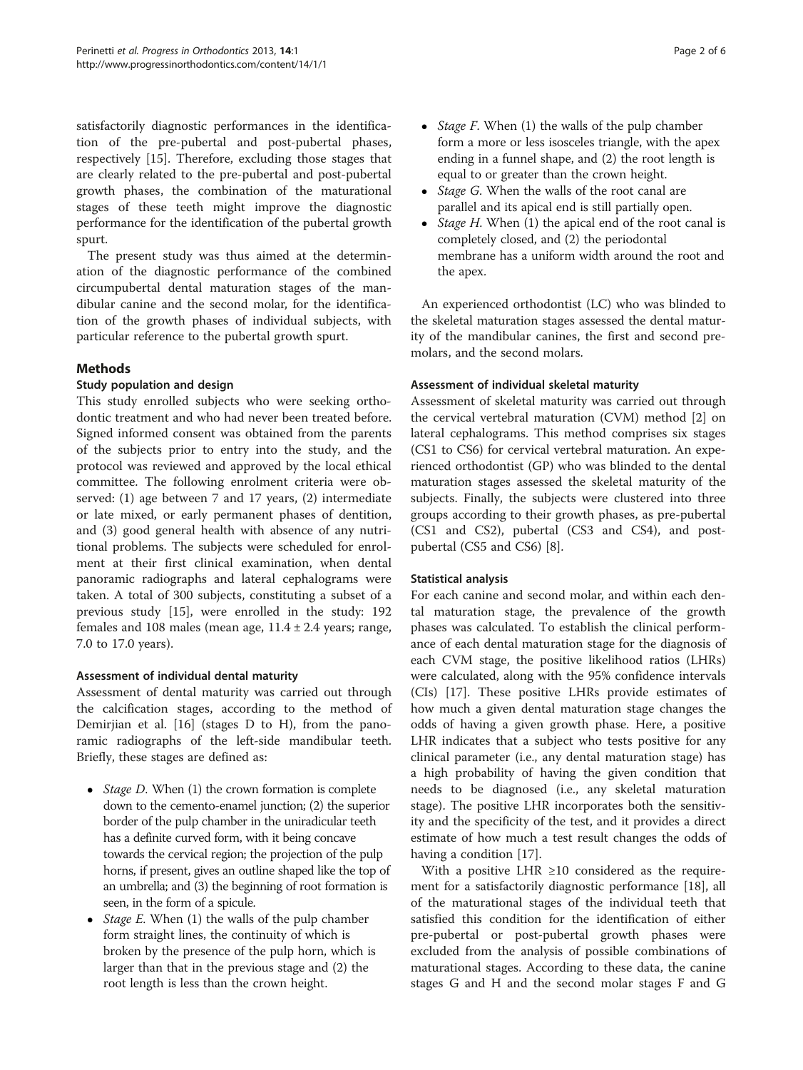satisfactorily diagnostic performances in the identification of the pre-pubertal and post-pubertal phases, respectively [15]. Therefore, excluding those stages that are clearly related to the pre-pubertal and post-pubertal growth phases, the combination of the maturational stages of these teeth might improve the diagnostic performance for the identification of the pubertal growth spurt.

The present study was thus aimed at the determination of the diagnostic performance of the combined circumpubertal dental maturation stages of the mandibular canine and the second molar, for the identification of the growth phases of individual subjects, with particular reference to the pubertal growth spurt.

## Methods

### Study population and design

This study enrolled subjects who were seeking orthodontic treatment and who had never been treated before. Signed informed consent was obtained from the parents of the subjects prior to entry into the study, and the protocol was reviewed and approved by the local ethical committee. The following enrolment criteria were observed: (1) age between 7 and 17 years, (2) intermediate or late mixed, or early permanent phases of dentition, and (3) good general health with absence of any nutritional problems. The subjects were scheduled for enrolment at their first clinical examination, when dental panoramic radiographs and lateral cephalograms were taken. A total of 300 subjects, constituting a subset of a previous study [15], were enrolled in the study: 192 females and 108 males (mean age, 11.4 ± 2.4 years; range, 7.0 to 17.0 years).

### Assessment of individual dental maturity

Assessment of dental maturity was carried out through the calcification stages, according to the method of Demirjian et al. [16] (stages D to H), from the panoramic radiographs of the left-side mandibular teeth. Briefly, these stages are defined as:

- *Stage D*. When (1) the crown formation is complete down to the cemento-enamel junction; (2) the superior border of the pulp chamber in the uniradicular teeth has a definite curved form, with it being concave towards the cervical region; the projection of the pulp horns, if present, gives an outline shaped like the top of an umbrella; and (3) the beginning of root formation is seen, in the form of a spicule.
- *Stage E*. When (1) the walls of the pulp chamber form straight lines, the continuity of which is broken by the presence of the pulp horn, which is larger than that in the previous stage and (2) the root length is less than the crown height.
- *Stage F*. When (1) the walls of the pulp chamber form a more or less isosceles triangle, with the apex ending in a funnel shape, and (2) the root length is equal to or greater than the crown height.
- *Stage G*. When the walls of the root canal are parallel and its apical end is still partially open.
- *Stage H*. When (1) the apical end of the root canal is completely closed, and (2) the periodontal membrane has a uniform width around the root and the apex.

An experienced orthodontist (LC) who was blinded to the skeletal maturation stages assessed the dental maturity of the mandibular canines, the first and second premolars, and the second molars.

### Assessment of individual skeletal maturity

Assessment of skeletal maturity was carried out through the cervical vertebral maturation (CVM) method [2] on lateral cephalograms. This method comprises six stages (CS1 to CS6) for cervical vertebral maturation. An experienced orthodontist (GP) who was blinded to the dental maturation stages assessed the skeletal maturity of the subjects. Finally, the subjects were clustered into three groups according to their growth phases, as pre-pubertal (CS1 and CS2), pubertal (CS3 and CS4), and post-pubertal (CS5 and CS6) [8].

### Statistical analysis

For each canine and second molar, and within each dental maturation stage, the prevalence of the growth phases was calculated. To establish the clinical performance of each dental maturation stage for the diagnosis of each CVM stage, the positive likelihood ratios (LHRs) were calculated, along with the 95% confidence intervals (CIs) [17]. These positive LHRs provide estimates of how much a given dental maturation stage changes the odds of having a given growth phase. Here, a positive LHR indicates that a subject who tests positive for any clinical parameter (i.e., any dental maturation stage) has a high probability of having the given condition that needs to be diagnosed (i.e., any skeletal maturation stage). The positive LHR incorporates both the sensitivity and the specificity of the test, and it provides a direct estimate of how much a test result changes the odds of having a condition [17].

With a positive LHR ≥10 considered as the requirement for a satisfactorily diagnostic performance [18], all of the maturational stages of the individual teeth that satisfied this condition for the identification of either pre-pubertal or post-pubertal growth phases were excluded from the analysis of possible combinations of maturational stages. According to these data, the canine stages G and H and the second molar stages F and G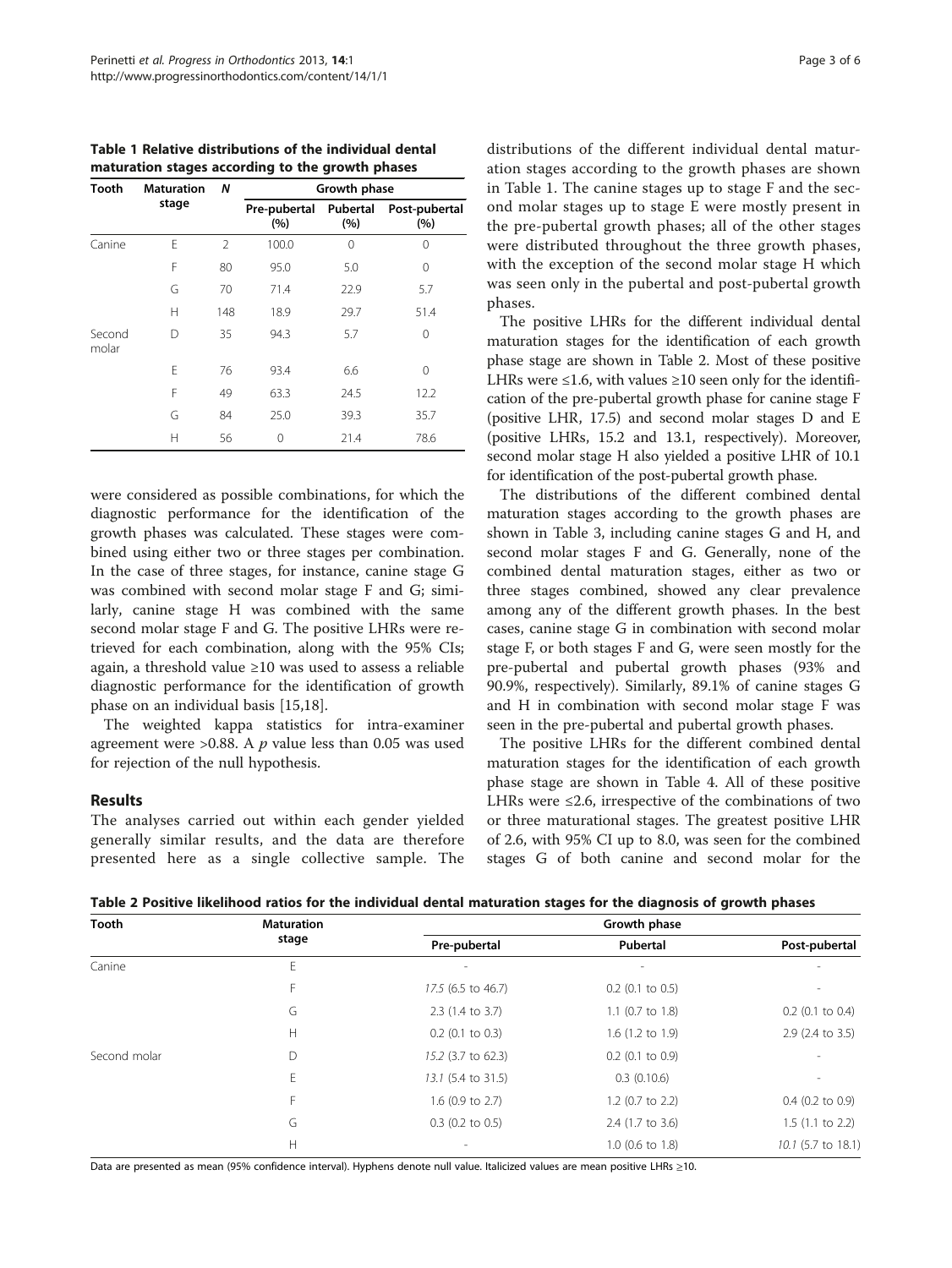**Table 1 Relative distributions of the individual dental maturation stages according to the growth phases**

| Tooth | Maturation stage | N | Growth phase | | |
|---|---|---|---|---|---|
| | | | Pre-pubertal (%) | Pubertal (%) | Post-pubertal (%) |
| Canine | E | 2 | 100.0 | 0 | 0 |
| | F | 80 | 95.0 | 5.0 | 0 |
| | G | 70 | 71.4 | 22.9 | 5.7 |
| | H | 148 | 18.9 | 29.7 | 51.4 |
| Second molar | D | 35 | 94.3 | 5.7 | 0 |
| | E | 76 | 93.4 | 6.6 | 0 |
| | F | 49 | 63.3 | 24.5 | 12.2 |
| | G | 84 | 25.0 | 39.3 | 35.7 |
| | H | 56 | 0 | 21.4 | 78.6 |

were considered as possible combinations, for which the diagnostic performance for the identification of the growth phases was calculated. These stages were combined using either two or three stages per combination. In the case of three stages, for instance, canine stage G was combined with second molar stage F and G; similarly, canine stage H was combined with the same second molar stage F and G. The positive LHRs were retrieved for each combination, along with the 95% CIs; again, a threshold value ≥10 was used to assess a reliable diagnostic performance for the identification of growth phase on an individual basis [15,18].

The weighted kappa statistics for intra-examiner agreement were >0.88. A $p$ value less than 0.05 was used for rejection of the null hypothesis.

## Results

The analyses carried out within each gender yielded generally similar results, and the data are therefore presented here as a single collective sample. The distributions of the different individual dental maturation stages according to the growth phases are shown in Table 1. The canine stages up to stage F and the second molar stages up to stage E were mostly present in the pre-pubertal growth phases; all of the other stages were distributed throughout the three growth phases, with the exception of the second molar stage H which was seen only in the pubertal and post-pubertal growth phases.

The positive LHRs for the different individual dental maturation stages for the identification of each growth phase stage are shown in Table 2. Most of these positive LHRs were ≤1.6, with values ≥10 seen only for the identification of the pre-pubertal growth phase for canine stage F (positive LHR, 17.5) and second molar stages D and E (positive LHRs, 15.2 and 13.1, respectively). Moreover, second molar stage H also yielded a positive LHR of 10.1 for identification of the post-pubertal growth phase.

The distributions of the different combined dental maturation stages according to the growth phases are shown in Table 3, including canine stages G and H, and second molar stages F and G. Generally, none of the combined dental maturation stages, either as two or three stages combined, showed any clear prevalence among any of the different growth phases. In the best cases, canine stage G in combination with second molar stage F, or both stages F and G, were seen mostly for the pre-pubertal and pubertal growth phases (93% and 90.9%, respectively). Similarly, 89.1% of canine stages G and H in combination with second molar stage F was seen in the pre-pubertal and pubertal growth phases.

The positive LHRs for the different combined dental maturation stages for the identification of each growth phase stage are shown in Table 4. All of these positive LHRs were ≤2.6, irrespective of the combinations of two or three maturational stages. The greatest positive LHR of 2.6, with 95% CI up to 8.0, was seen for the combined stages G of both canine and second molar for the

**Table 2 Positive likelihood ratios for the individual dental maturation stages for the diagnosis of growth phases**

| Tooth | Maturation stage | Growth phase | | |
|---|---|---|---|---|
| | | Pre-pubertal | Pubertal | Post-pubertal |
| Canine | E | - | - | - |
| | F | *17.5 (6.5 to 46.7)* | 0.2 (0.1 to 0.5) | - |
| | G | 2.3 (1.4 to 3.7) | 1.1 (0.7 to 1.8) | 0.2 (0.1 to 0.4) |
| | H | 0.2 (0.1 to 0.3) | 1.6 (1.2 to 1.9) | 2.9 (2.4 to 3.5) |
| Second molar | D | *15.2 (3.7 to 62.3)* | 0.2 (0.1 to 0.9) | - |
| | E | *13.1 (5.4 to 31.5)* | 0.3 (0.10.6) | - |
| | F | 1.6 (0.9 to 2.7) | 1.2 (0.7 to 2.2) | 0.4 (0.2 to 0.9) |
| | G | 0.3 (0.2 to 0.5) | 2.4 (1.7 to 3.6) | 1.5 (1.1 to 2.2) |
| | H | - | 1.0 (0.6 to 1.8) | *10.1 (5.7 to 18.1)* |

Data are presented as mean (95% confidence interval). Hyphens denote null value. Italicized values are mean positive LHRs ≥10.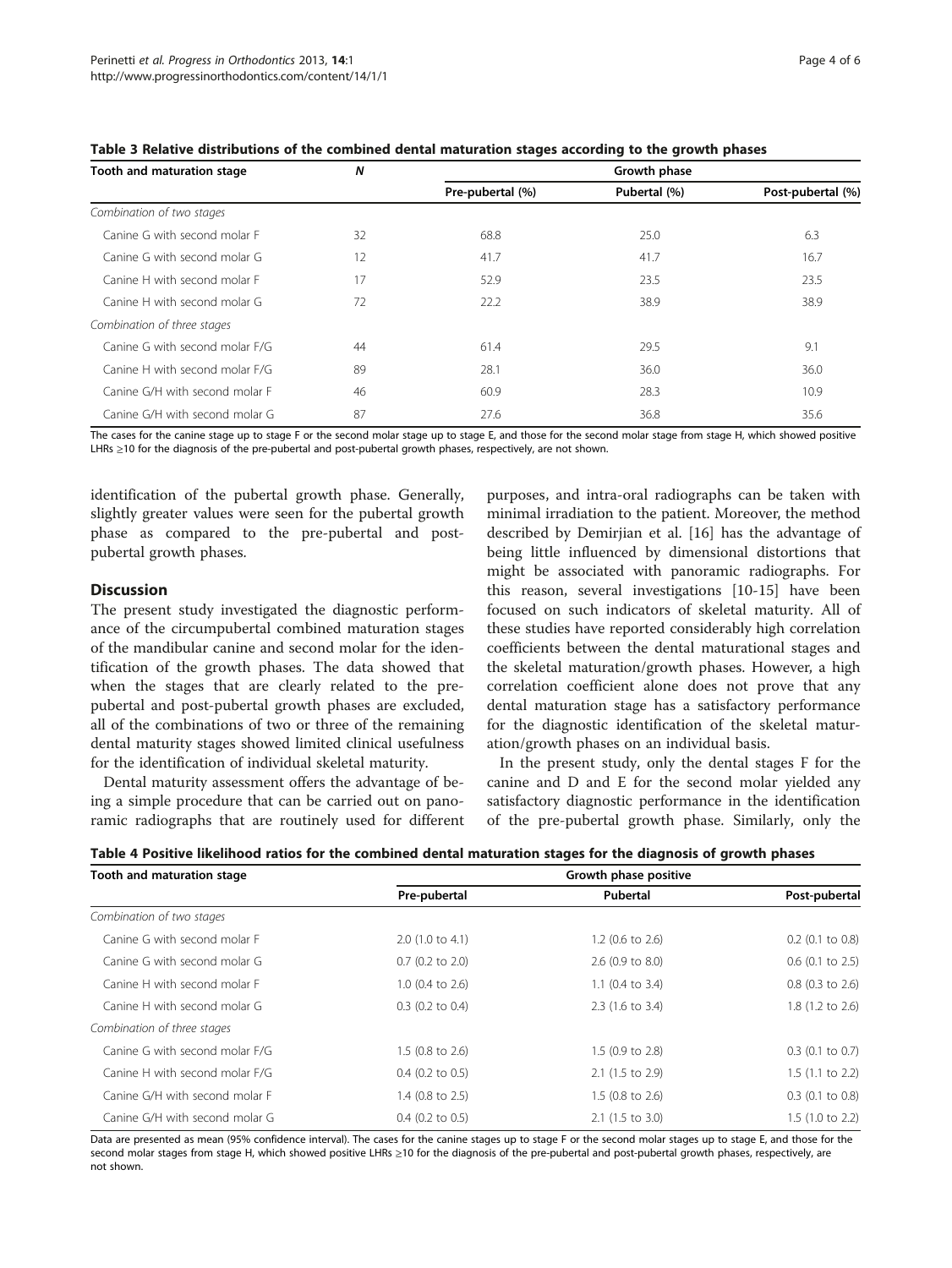**Table 3 Relative distributions of the combined dental maturation stages according to the growth phases**

| Tooth and maturation stage | N | Growth phase | | |
|---|---|---|---|---|
| | | Pre-pubertal (%) | Pubertal (%) | Post-pubertal (%) |
| *Combination of two stages* | | | | |
| Canine G with second molar F | 32 | 68.8 | 25.0 | 6.3 |
| Canine G with second molar G | 12 | 41.7 | 41.7 | 16.7 |
| Canine H with second molar F | 17 | 52.9 | 23.5 | 23.5 |
| Canine H with second molar G | 72 | 22.2 | 38.9 | 38.9 |
| *Combination of three stages* | | | | |
| Canine G with second molar F/G | 44 | 61.4 | 29.5 | 9.1 |
| Canine H with second molar F/G | 89 | 28.1 | 36.0 | 36.0 |
| Canine G/H with second molar F | 46 | 60.9 | 28.3 | 10.9 |
| Canine G/H with second molar G | 87 | 27.6 | 36.8 | 35.6 |

The cases for the canine stage up to stage F or the second molar stage up to stage E, and those for the second molar stage from stage H, which showed positive LHRs ≥10 for the diagnosis of the pre-pubertal and post-pubertal growth phases, respectively, are not shown.

identification of the pubertal growth phase. Generally, slightly greater values were seen for the pubertal growth phase as compared to the pre-pubertal and post-pubertal growth phases.

## Discussion

The present study investigated the diagnostic performance of the circumpubertal combined maturation stages of the mandibular canine and second molar for the identification of the growth phases. The data showed that when the stages that are clearly related to the pre-pubertal and post-pubertal growth phases are excluded, all of the combinations of two or three of the remaining dental maturity stages showed limited clinical usefulness for the identification of individual skeletal maturity.

Dental maturity assessment offers the advantage of being a simple procedure that can be carried out on panoramic radiographs that are routinely used for different purposes, and intra-oral radiographs can be taken with minimal irradiation to the patient. Moreover, the method described by Demirjian et al. [16] has the advantage of being little influenced by dimensional distortions that might be associated with panoramic radiographs. For this reason, several investigations [10-15] have been focused on such indicators of skeletal maturity. All of these studies have reported considerably high correlation coefficients between the dental maturational stages and the skeletal maturation/growth phases. However, a high correlation coefficient alone does not prove that any dental maturation stage has a satisfactory performance for the diagnostic identification of the skeletal maturation/growth phases on an individual basis.

In the present study, only the dental stages F for the canine and D and E for the second molar yielded any satisfactory diagnostic performance in the identification of the pre-pubertal growth phase. Similarly, only the

**Table 4 Positive likelihood ratios for the combined dental maturation stages for the diagnosis of growth phases**

| Tooth and maturation stage | Growth phase positive | | |
|---|---|---|---|
| | Pre-pubertal | Pubertal | Post-pubertal |
| *Combination of two stages* | | | |
| Canine G with second molar F | 2.0 (1.0 to 4.1) | 1.2 (0.6 to 2.6) | 0.2 (0.1 to 0.8) |
| Canine G with second molar G | 0.7 (0.2 to 2.0) | 2.6 (0.9 to 8.0) | 0.6 (0.1 to 2.5) |
| Canine H with second molar F | 1.0 (0.4 to 2.6) | 1.1 (0.4 to 3.4) | 0.8 (0.3 to 2.6) |
| Canine H with second molar G | 0.3 (0.2 to 0.4) | 2.3 (1.6 to 3.4) | 1.8 (1.2 to 2.6) |
| *Combination of three stages* | | | |
| Canine G with second molar F/G | 1.5 (0.8 to 2.6) | 1.5 (0.9 to 2.8) | 0.3 (0.1 to 0.7) |
| Canine H with second molar F/G | 0.4 (0.2 to 0.5) | 2.1 (1.5 to 2.9) | 1.5 (1.1 to 2.2) |
| Canine G/H with second molar F | 1.4 (0.8 to 2.5) | 1.5 (0.8 to 2.6) | 0.3 (0.1 to 0.8) |
| Canine G/H with second molar G | 0.4 (0.2 to 0.5) | 2.1 (1.5 to 3.0) | 1.5 (1.0 to 2.2) |

Data are presented as mean (95% confidence interval). The cases for the canine stages up to stage F or the second molar stages up to stage E, and those for the second molar stages from stage H, which showed positive LHRs ≥10 for the diagnosis of the pre-pubertal and post-pubertal growth phases, respectively, are not shown.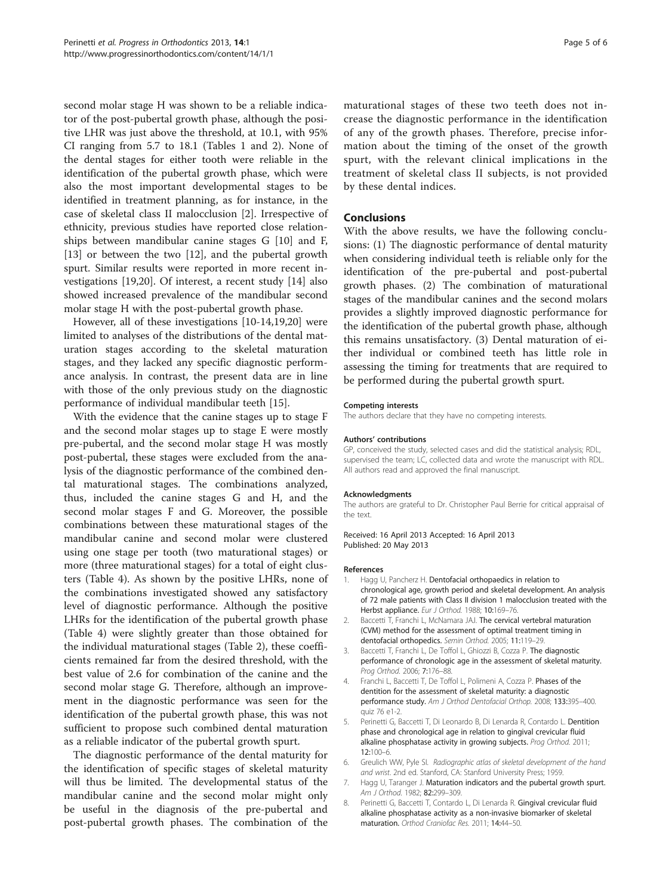second molar stage H was shown to be a reliable indicator of the post-pubertal growth phase, although the positive LHR was just above the threshold, at 10.1, with 95% CI ranging from 5.7 to 18.1 (Tables 1 and 2). None of the dental stages for either tooth were reliable in the identification of the pubertal growth phase, which were also the most important developmental stages to be identified in treatment planning, as for instance, in the case of skeletal class II malocclusion [2]. Irrespective of ethnicity, previous studies have reported close relationships between mandibular canine stages G [10] and F, [13] or between the two [12], and the pubertal growth spurt. Similar results were reported in more recent investigations [19,20]. Of interest, a recent study [14] also showed increased prevalence of the mandibular second molar stage H with the post-pubertal growth phase.

However, all of these investigations [10-14,19,20] were limited to analyses of the distributions of the dental maturation stages according to the skeletal maturation stages, and they lacked any specific diagnostic performance analysis. In contrast, the present data are in line with those of the only previous study on the diagnostic performance of individual mandibular teeth [15].

With the evidence that the canine stages up to stage F and the second molar stages up to stage E were mostly pre-pubertal, and the second molar stage H was mostly post-pubertal, these stages were excluded from the analysis of the diagnostic performance of the combined dental maturational stages. The combinations analyzed, thus, included the canine stages G and H, and the second molar stages F and G. Moreover, the possible combinations between these maturational stages of the mandibular canine and second molar were clustered using one stage per tooth (two maturational stages) or more (three maturational stages) for a total of eight clusters (Table 4). As shown by the positive LHRs, none of the combinations investigated showed any satisfactory level of diagnostic performance. Although the positive LHRs for the identification of the pubertal growth phase (Table 4) were slightly greater than those obtained for the individual maturational stages (Table 2), these coefficients remained far from the desired threshold, with the best value of 2.6 for combination of the canine and the second molar stage G. Therefore, although an improvement in the diagnostic performance was seen for the identification of the pubertal growth phase, this was not sufficient to propose such combined dental maturation as a reliable indicator of the pubertal growth spurt.

The diagnostic performance of the dental maturity for the identification of specific stages of skeletal maturity will thus be limited. The developmental status of the mandibular canine and the second molar might only be useful in the diagnosis of the pre-pubertal and post-pubertal growth phases. The combination of the maturational stages of these two teeth does not increase the diagnostic performance in the identification of any of the growth phases. Therefore, precise information about the timing of the onset of the growth spurt, with the relevant clinical implications in the treatment of skeletal class II subjects, is not provided by these dental indices.

## Conclusions

With the above results, we have the following conclusions: (1) The diagnostic performance of dental maturity when considering individual teeth is reliable only for the identification of the pre-pubertal and post-pubertal growth phases. (2) The combination of maturational stages of the mandibular canines and the second molars provides a slightly improved diagnostic performance for the identification of the pubertal growth phase, although this remains unsatisfactory. (3) Dental maturation of either individual or combined teeth has little role in assessing the timing for treatments that are required to be performed during the pubertal growth spurt.

#### Competing interests

The authors declare that they have no competing interests.

#### Authors' contributions

GP, conceived the study, selected cases and did the statistical analysis; RDL, supervised the team; LC, collected data and wrote the manuscript with RDL. All authors read and approved the final manuscript.

#### Acknowledgments

The authors are grateful to Dr. Christopher Paul Berrie for critical appraisal of the text.

Received: 16 April 2013 Accepted: 16 April 2013
Published: 20 May 2013

#### References

1. Hagg U, Pancherz H. Dentofacial orthopaedics in relation to chronological age, growth period and skeletal development. An analysis of 72 male patients with Class II division 1 malocclusion treated with the Herbst appliance. *Eur J Orthod.* 1988; 10:169–76.
2. Baccetti T, Franchi L, McNamara JAJ. The cervical vertebral maturation (CVM) method for the assessment of optimal treatment timing in dentofacial orthopedics. *Semin Orthod.* 2005; 11:119–29.
3. Baccetti T, Franchi L, De Toffol L, Ghiozzi B, Cozza P. The diagnostic performance of chronologic age in the assessment of skeletal maturity. *Prog Orthod.* 2006; 7:176–88.
4. Franchi L, Baccetti T, De Toffol L, Polimeni A, Cozza P. Phases of the dentition for the assessment of skeletal maturity: a diagnostic performance study. *Am J Orthod Dentofacial Orthop.* 2008; 133:395–400. quiz 76 e1-2.
5. Perinetti G, Baccetti T, Di Leonardo B, Di Lenarda R, Contardo L. Dentition phase and chronological age in relation to gingival crevicular fluid alkaline phosphatase activity in growing subjects. *Prog Orthod.* 2011; 12:100–6.
6. Greulich WW, Pyle SI. *Radiographic atlas of skeletal development of the hand and wrist*. 2nd ed. Stanford, CA: Stanford University Press; 1959.
7. Hagg U, Taranger J. Maturation indicators and the pubertal growth spurt. *Am J Orthod.* 1982; 82:299–309.
8. Perinetti G, Baccetti T, Contardo L, Di Lenarda R. Gingival crevicular fluid alkaline phosphatase activity as a non-invasive biomarker of skeletal maturation. *Orthod Craniofac Res.* 2011; 14:44–50.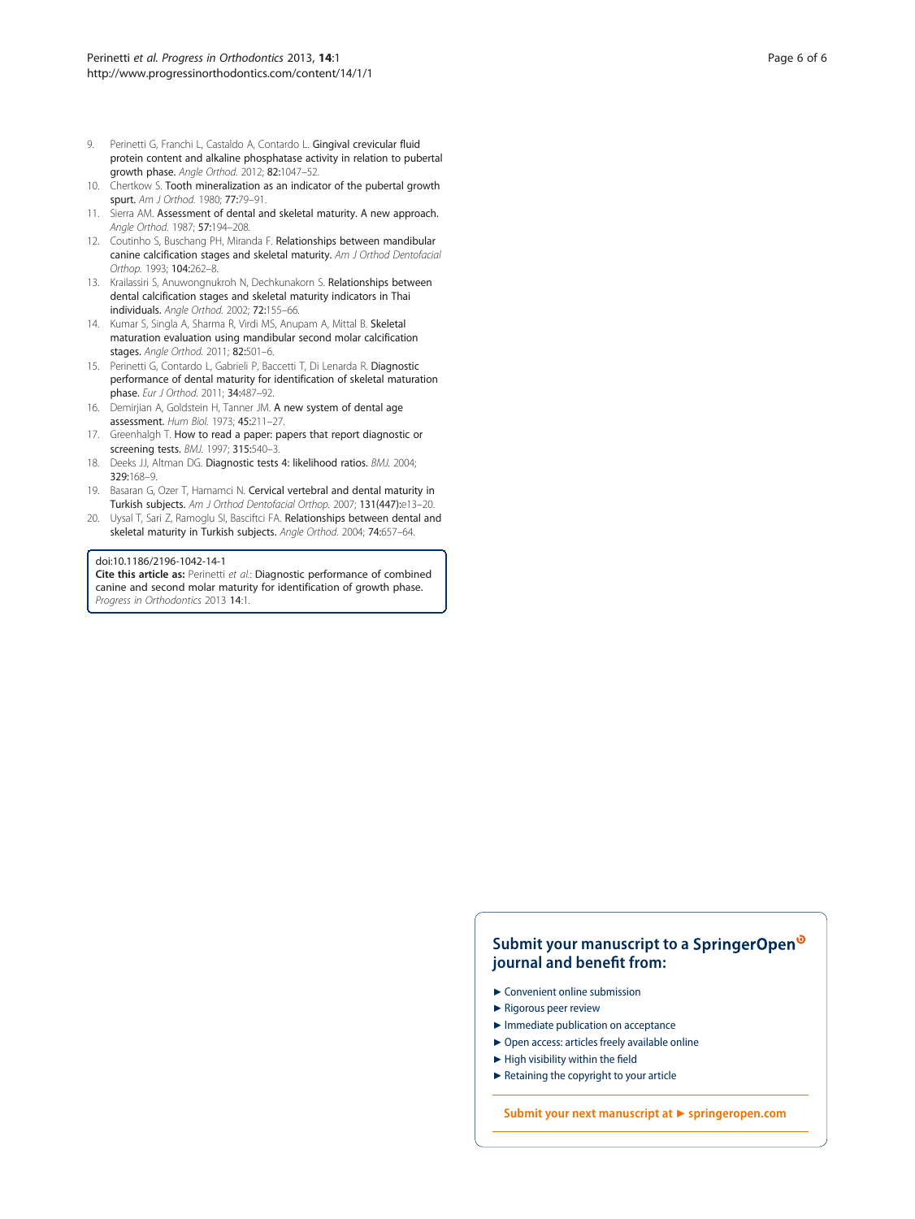9. Perinetti G, Franchi L, Castaldo A, Contardo L. **Gingival crevicular fluid protein content and alkaline phosphatase activity in relation to pubertal growth phase.** *Angle Orthod.* 2012; **82:**1047–52.
10. Chertkow S. **Tooth mineralization as an indicator of the pubertal growth spurt.** *Am J Orthod.* 1980; **77:**79–91.
11. Sierra AM. **Assessment of dental and skeletal maturity. A new approach.** *Angle Orthod.* 1987; **57:**194–208.
12. Coutinho S, Buschang PH, Miranda F. **Relationships between mandibular canine calcification stages and skeletal maturity.** *Am J Orthod Dentofacial Orthop.* 1993; **104:**262–8.
13. Krailassiri S, Anuwongnukroh N, Dechkunakorn S. **Relationships between dental calcification stages and skeletal maturity indicators in Thai individuals.** *Angle Orthod.* 2002; **72:**155–66.
14. Kumar S, Singla A, Sharma R, Virdi MS, Anupam A, Mittal B. **Skeletal maturation evaluation using mandibular second molar calcification stages.** *Angle Orthod.* 2011; **82:**501–6.
15. Perinetti G, Contardo L, Gabrieli P, Baccetti T, Di Lenarda R. **Diagnostic performance of dental maturity for identification of skeletal maturation phase.** *Eur J Orthod.* 2011; **34:**487–92.
16. Demirjian A, Goldstein H, Tanner JM. **A new system of dental age assessment.** *Hum Biol.* 1973; **45:**211–27.
17. Greenhalgh T. **How to read a paper: papers that report diagnostic or screening tests.** *BMJ.* 1997; **315:**540–3.
18. Deeks JJ, Altman DG. **Diagnostic tests 4: likelihood ratios.** *BMJ.* 2004; **329:**168–9.
19. Basaran G, Ozer T, Hamamci N. **Cervical vertebral and dental maturity in Turkish subjects.** *Am J Orthod Dentofacial Orthop.* 2007; **131(447):**e13–20.
20. Uysal T, Sari Z, Ramoglu SI, Basciftci FA. **Relationships between dental and skeletal maturity in Turkish subjects.** *Angle Orthod.* 2004; **74:**657–64.

doi:10.1186/2196-1042-14-1
**Cite this article as:** Perinetti *et al.*: Diagnostic performance of combined canine and second molar maturity for identification of growth phase. *Progress in Orthodontics* 2013 **14**:1.